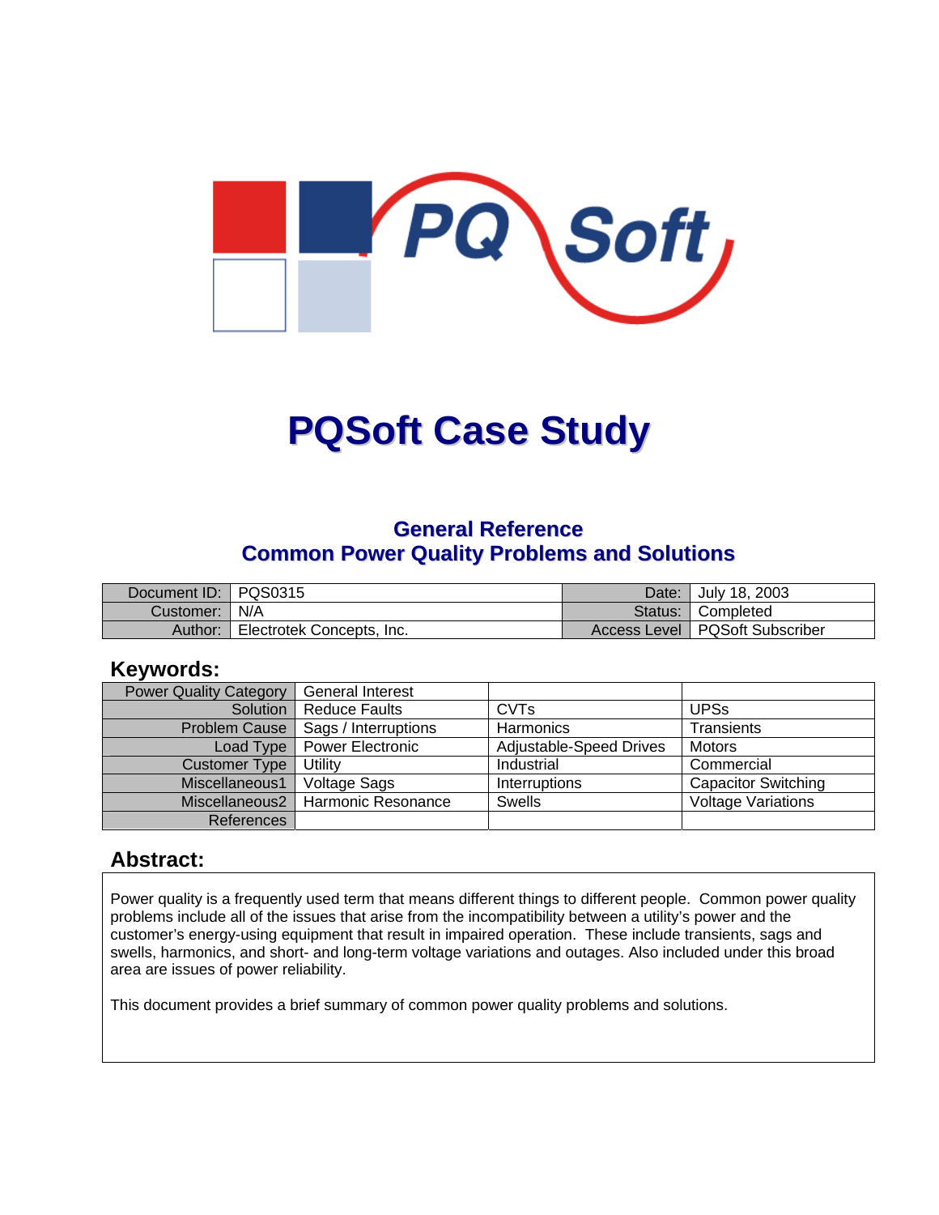# PQSoft Case Study

## General Reference
## Common Power Quality Problems and Solutions

| Document ID: | PQS0315 | Date: | July 18, 2003 |
|---|---|---|---|
| Customer: | N/A | Status: | Completed |
| Author: | Electrotek Concepts, Inc. | Access Level | PQSoft Subscriber |

### Keywords:

| Power Quality Category | General Interest | | |
|---|---|---|---|
| Solution | Reduce Faults | CVTs | UPSs |
| Problem Cause | Sags / Interruptions | Harmonics | Transients |
| Load Type | Power Electronic | Adjustable-Speed Drives | Motors |
| Customer Type | Utility | Industrial | Commercial |
| Miscellaneous1 | Voltage Sags | Interruptions | Capacitor Switching |
| Miscellaneous2 | Harmonic Resonance | Swells | Voltage Variations |
| References | | | |

### Abstract:

Power quality is a frequently used term that means different things to different people. Common power quality problems include all of the issues that arise from the incompatibility between a utility's power and the customer's energy-using equipment that result in impaired operation. These include transients, sags and swells, harmonics, and short- and long-term voltage variations and outages. Also included under this broad area are issues of power reliability.

This document provides a brief summary of common power quality problems and solutions.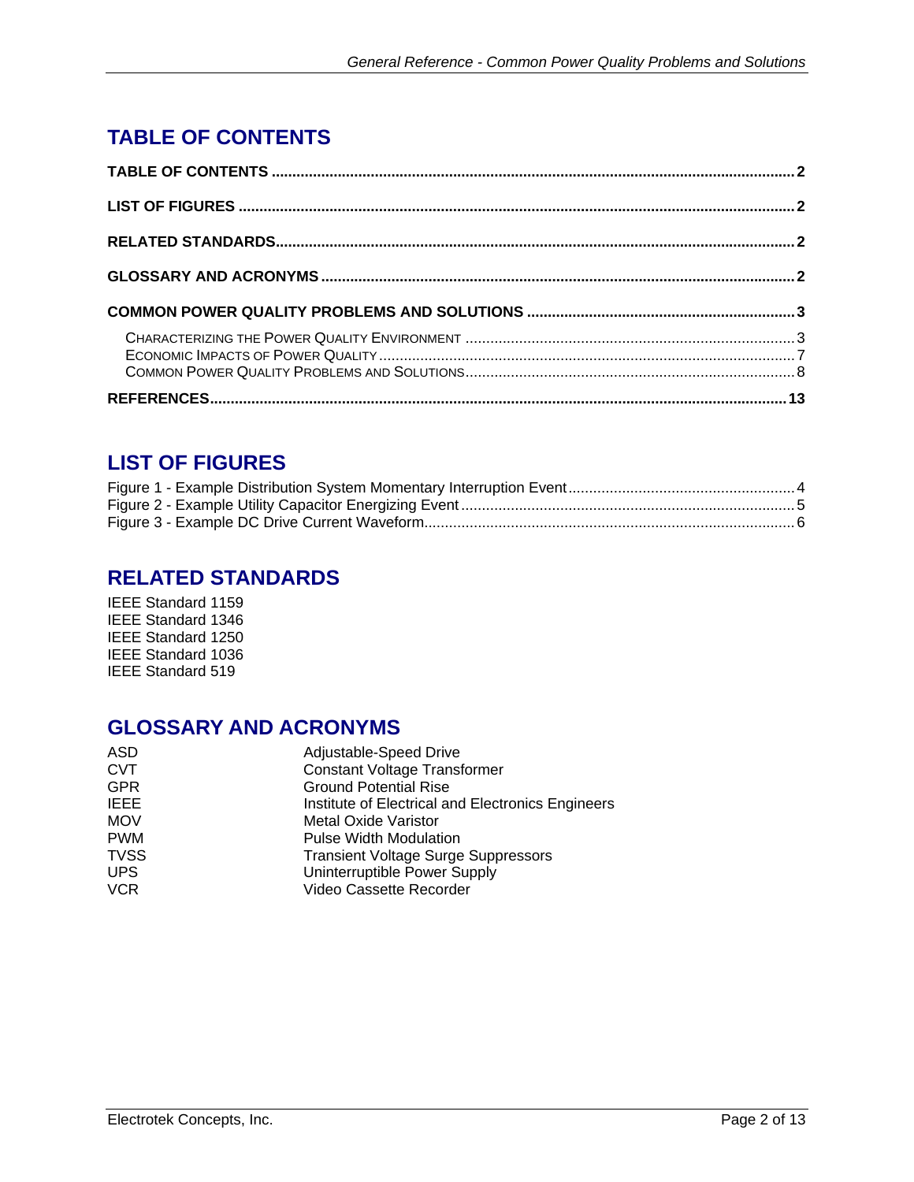## TABLE OF CONTENTS

**TABLE OF CONTENTS** ............................................................ **2**

**LIST OF FIGURES** ............................................................ **2**

**RELATED STANDARDS** ............................................................ **2**

**GLOSSARY AND ACRONYMS** ............................................................ **2**

**COMMON POWER QUALITY PROBLEMS AND SOLUTIONS** ............................................................ **3**

CHARACTERIZING THE POWER QUALITY ENVIRONMENT ............................................................ 3
ECONOMIC IMPACTS OF POWER QUALITY ............................................................ 7
COMMON POWER QUALITY PROBLEMS AND SOLUTIONS ............................................................ 8

**REFERENCES** ............................................................ **13**

## LIST OF FIGURES

Figure 1 - Example Distribution System Momentary Interruption Event ............................................................ 4
Figure 2 - Example Utility Capacitor Energizing Event ............................................................ 5
Figure 3 - Example DC Drive Current Waveform ............................................................ 6

## RELATED STANDARDS

IEEE Standard 1159
IEEE Standard 1346
IEEE Standard 1250
IEEE Standard 1036
IEEE Standard 519

## GLOSSARY AND ACRONYMS

| | |
|---|---|
| ASD | Adjustable-Speed Drive |
| CVT | Constant Voltage Transformer |
| GPR | Ground Potential Rise |
| IEEE | Institute of Electrical and Electronics Engineers |
| MOV | Metal Oxide Varistor |
| PWM | Pulse Width Modulation |
| TVSS | Transient Voltage Surge Suppressors |
| UPS | Uninterruptible Power Supply |
| VCR | Video Cassette Recorder |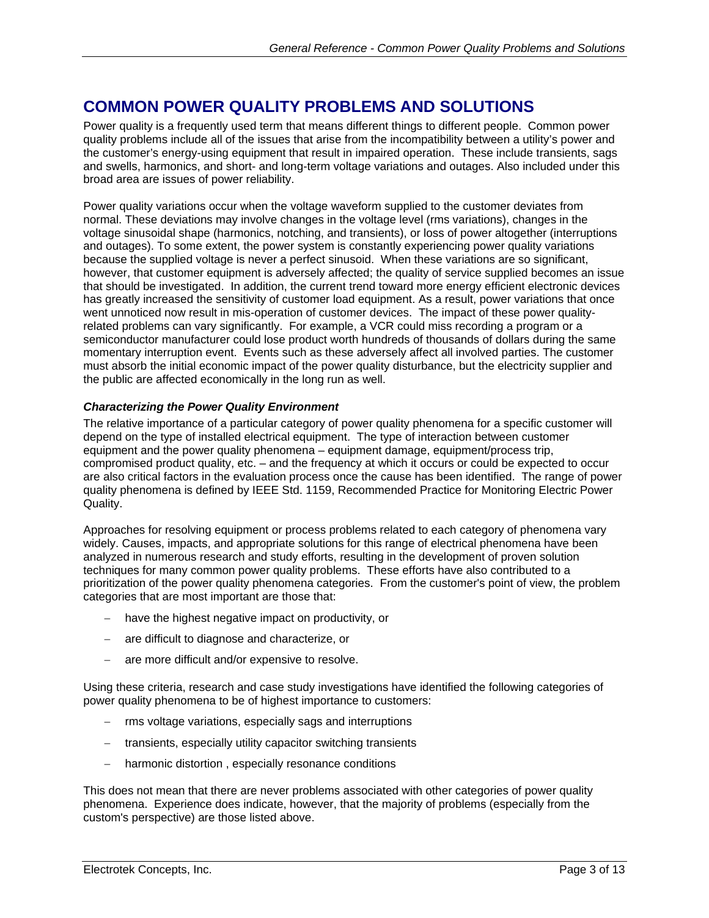# COMMON POWER QUALITY PROBLEMS AND SOLUTIONS

Power quality is a frequently used term that means different things to different people. Common power quality problems include all of the issues that arise from the incompatibility between a utility's power and the customer's energy-using equipment that result in impaired operation. These include transients, sags and swells, harmonics, and short- and long-term voltage variations and outages. Also included under this broad area are issues of power reliability.

Power quality variations occur when the voltage waveform supplied to the customer deviates from normal. These deviations may involve changes in the voltage level (rms variations), changes in the voltage sinusoidal shape (harmonics, notching, and transients), or loss of power altogether (interruptions and outages). To some extent, the power system is constantly experiencing power quality variations because the supplied voltage is never a perfect sinusoid. When these variations are so significant, however, that customer equipment is adversely affected; the quality of service supplied becomes an issue that should be investigated. In addition, the current trend toward more energy efficient electronic devices has greatly increased the sensitivity of customer load equipment. As a result, power variations that once went unnoticed now result in mis-operation of customer devices. The impact of these power quality-related problems can vary significantly. For example, a VCR could miss recording a program or a semiconductor manufacturer could lose product worth hundreds of thousands of dollars during the same momentary interruption event. Events such as these adversely affect all involved parties. The customer must absorb the initial economic impact of the power quality disturbance, but the electricity supplier and the public are affected economically in the long run as well.

### *Characterizing the Power Quality Environment*

The relative importance of a particular category of power quality phenomena for a specific customer will depend on the type of installed electrical equipment. The type of interaction between customer equipment and the power quality phenomena – equipment damage, equipment/process trip, compromised product quality, etc. – and the frequency at which it occurs or could be expected to occur are also critical factors in the evaluation process once the cause has been identified. The range of power quality phenomena is defined by IEEE Std. 1159, Recommended Practice for Monitoring Electric Power Quality.

Approaches for resolving equipment or process problems related to each category of phenomena vary widely. Causes, impacts, and appropriate solutions for this range of electrical phenomena have been analyzed in numerous research and study efforts, resulting in the development of proven solution techniques for many common power quality problems. These efforts have also contributed to a prioritization of the power quality phenomena categories. From the customer's point of view, the problem categories that are most important are those that:

- have the highest negative impact on productivity, or
- are difficult to diagnose and characterize, or
- are more difficult and/or expensive to resolve.

Using these criteria, research and case study investigations have identified the following categories of power quality phenomena to be of highest importance to customers:

- rms voltage variations, especially sags and interruptions
- transients, especially utility capacitor switching transients
- harmonic distortion , especially resonance conditions

This does not mean that there are never problems associated with other categories of power quality phenomena. Experience does indicate, however, that the majority of problems (especially from the custom's perspective) are those listed above.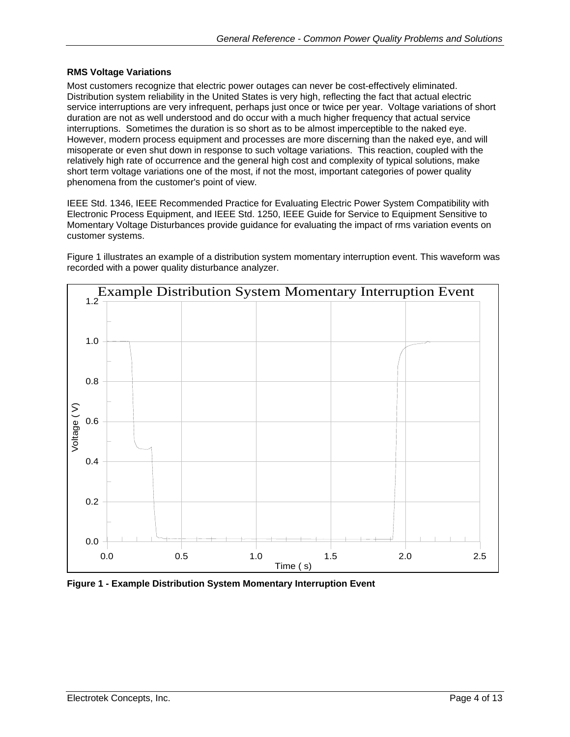### RMS Voltage Variations

Most customers recognize that electric power outages can never be cost-effectively eliminated. Distribution system reliability in the United States is very high, reflecting the fact that actual electric service interruptions are very infrequent, perhaps just once or twice per year. Voltage variations of short duration are not as well understood and do occur with a much higher frequency that actual service interruptions. Sometimes the duration is so short as to be almost imperceptible to the naked eye. However, modern process equipment and processes are more discerning than the naked eye, and will misoperate or even shut down in response to such voltage variations. This reaction, coupled with the relatively high rate of occurrence and the general high cost and complexity of typical solutions, make short term voltage variations one of the most, if not the most, important categories of power quality phenomena from the customer's point of view.

IEEE Std. 1346, IEEE Recommended Practice for Evaluating Electric Power System Compatibility with Electronic Process Equipment, and IEEE Std. 1250, IEEE Guide for Service to Equipment Sensitive to Momentary Voltage Disturbances provide guidance for evaluating the impact of rms variation events on customer systems.

Figure 1 illustrates an example of a distribution system momentary interruption event. This waveform was recorded with a power quality disturbance analyzer.

**Figure 1 - Example Distribution System Momentary Interruption Event**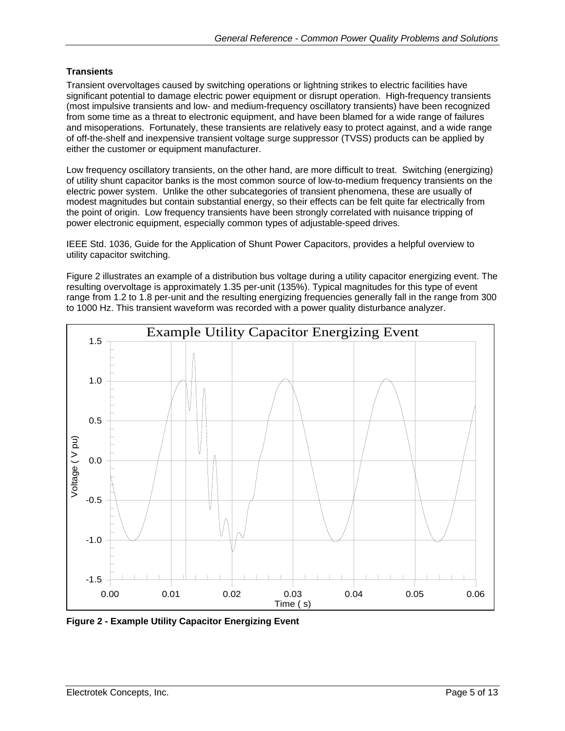### Transients

Transient overvoltages caused by switching operations or lightning strikes to electric facilities have significant potential to damage electric power equipment or disrupt operation. High-frequency transients (most impulsive transients and low- and medium-frequency oscillatory transients) have been recognized from some time as a threat to electronic equipment, and have been blamed for a wide range of failures and misoperations. Fortunately, these transients are relatively easy to protect against, and a wide range of off-the-shelf and inexpensive transient voltage surge suppressor (TVSS) products can be applied by either the customer or equipment manufacturer.

Low frequency oscillatory transients, on the other hand, are more difficult to treat. Switching (energizing) of utility shunt capacitor banks is the most common source of low-to-medium frequency transients on the electric power system. Unlike the other subcategories of transient phenomena, these are usually of modest magnitudes but contain substantial energy, so their effects can be felt quite far electrically from the point of origin. Low frequency transients have been strongly correlated with nuisance tripping of power electronic equipment, especially common types of adjustable-speed drives.

IEEE Std. 1036, Guide for the Application of Shunt Power Capacitors, provides a helpful overview to utility capacitor switching.

Figure 2 illustrates an example of a distribution bus voltage during a utility capacitor energizing event. The resulting overvoltage is approximately 1.35 per-unit (135%). Typical magnitudes for this type of event range from 1.2 to 1.8 per-unit and the resulting energizing frequencies generally fall in the range from 300 to 1000 Hz. This transient waveform was recorded with a power quality disturbance analyzer.

**Figure 2 - Example Utility Capacitor Energizing Event**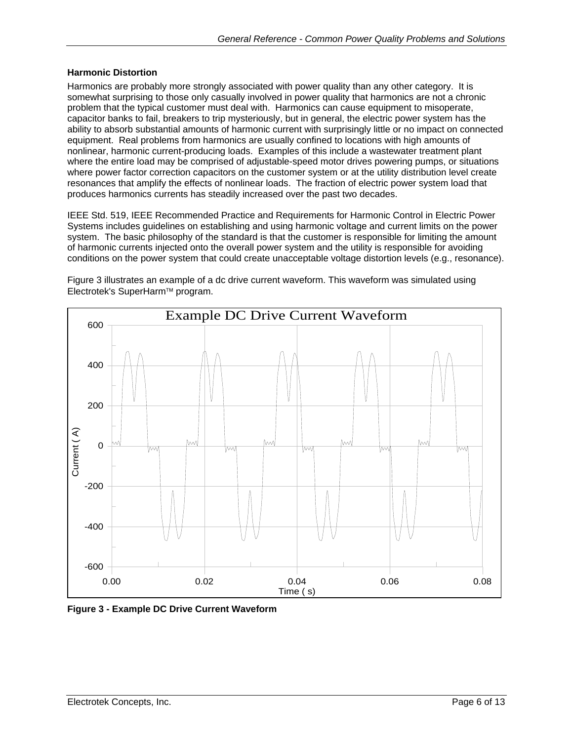### Harmonic Distortion

Harmonics are probably more strongly associated with power quality than any other category. It is somewhat surprising to those only casually involved in power quality that harmonics are not a chronic problem that the typical customer must deal with. Harmonics can cause equipment to misoperate, capacitor banks to fail, breakers to trip mysteriously, but in general, the electric power system has the ability to absorb substantial amounts of harmonic current with surprisingly little or no impact on connected equipment. Real problems from harmonics are usually confined to locations with high amounts of nonlinear, harmonic current-producing loads. Examples of this include a wastewater treatment plant where the entire load may be comprised of adjustable-speed motor drives powering pumps, or situations where power factor correction capacitors on the customer system or at the utility distribution level create resonances that amplify the effects of nonlinear loads. The fraction of electric power system load that produces harmonics currents has steadily increased over the past two decades.

IEEE Std. 519, IEEE Recommended Practice and Requirements for Harmonic Control in Electric Power Systems includes guidelines on establishing and using harmonic voltage and current limits on the power system. The basic philosophy of the standard is that the customer is responsible for limiting the amount of harmonic currents injected onto the overall power system and the utility is responsible for avoiding conditions on the power system that could create unacceptable voltage distortion levels (e.g., resonance).

Figure 3 illustrates an example of a dc drive current waveform. This waveform was simulated using Electrotek's SuperHarm™ program.

**Figure 3 - Example DC Drive Current Waveform**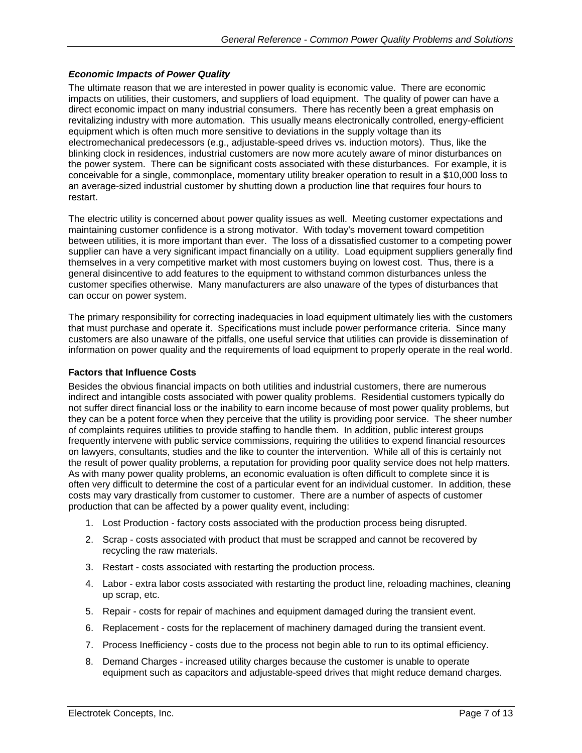### *Economic Impacts of Power Quality*

The ultimate reason that we are interested in power quality is economic value. There are economic impacts on utilities, their customers, and suppliers of load equipment. The quality of power can have a direct economic impact on many industrial consumers. There has recently been a great emphasis on revitalizing industry with more automation. This usually means electronically controlled, energy-efficient equipment which is often much more sensitive to deviations in the supply voltage than its electromechanical predecessors (e.g., adjustable-speed drives vs. induction motors). Thus, like the blinking clock in residences, industrial customers are now more acutely aware of minor disturbances on the power system. There can be significant costs associated with these disturbances. For example, it is conceivable for a single, commonplace, momentary utility breaker operation to result in a $10,000 loss to an average-sized industrial customer by shutting down a production line that requires four hours to restart.

The electric utility is concerned about power quality issues as well. Meeting customer expectations and maintaining customer confidence is a strong motivator. With today's movement toward competition between utilities, it is more important than ever. The loss of a dissatisfied customer to a competing power supplier can have a very significant impact financially on a utility. Load equipment suppliers generally find themselves in a very competitive market with most customers buying on lowest cost. Thus, there is a general disincentive to add features to the equipment to withstand common disturbances unless the customer specifies otherwise. Many manufacturers are also unaware of the types of disturbances that can occur on power system.

The primary responsibility for correcting inadequacies in load equipment ultimately lies with the customers that must purchase and operate it. Specifications must include power performance criteria. Since many customers are also unaware of the pitfalls, one useful service that utilities can provide is dissemination of information on power quality and the requirements of load equipment to properly operate in the real world.

#### Factors that Influence Costs

Besides the obvious financial impacts on both utilities and industrial customers, there are numerous indirect and intangible costs associated with power quality problems. Residential customers typically do not suffer direct financial loss or the inability to earn income because of most power quality problems, but they can be a potent force when they perceive that the utility is providing poor service. The sheer number of complaints requires utilities to provide staffing to handle them. In addition, public interest groups frequently intervene with public service commissions, requiring the utilities to expend financial resources on lawyers, consultants, studies and the like to counter the intervention. While all of this is certainly not the result of power quality problems, a reputation for providing poor quality service does not help matters. As with many power quality problems, an economic evaluation is often difficult to complete since it is often very difficult to determine the cost of a particular event for an individual customer. In addition, these costs may vary drastically from customer to customer. There are a number of aspects of customer production that can be affected by a power quality event, including:

1. Lost Production - factory costs associated with the production process being disrupted.
2. Scrap - costs associated with product that must be scrapped and cannot be recovered by recycling the raw materials.
3. Restart - costs associated with restarting the production process.
4. Labor - extra labor costs associated with restarting the product line, reloading machines, cleaning up scrap, etc.
5. Repair - costs for repair of machines and equipment damaged during the transient event.
6. Replacement - costs for the replacement of machinery damaged during the transient event.
7. Process Inefficiency - costs due to the process not begin able to run to its optimal efficiency.
8. Demand Charges - increased utility charges because the customer is unable to operate equipment such as capacitors and adjustable-speed drives that might reduce demand charges.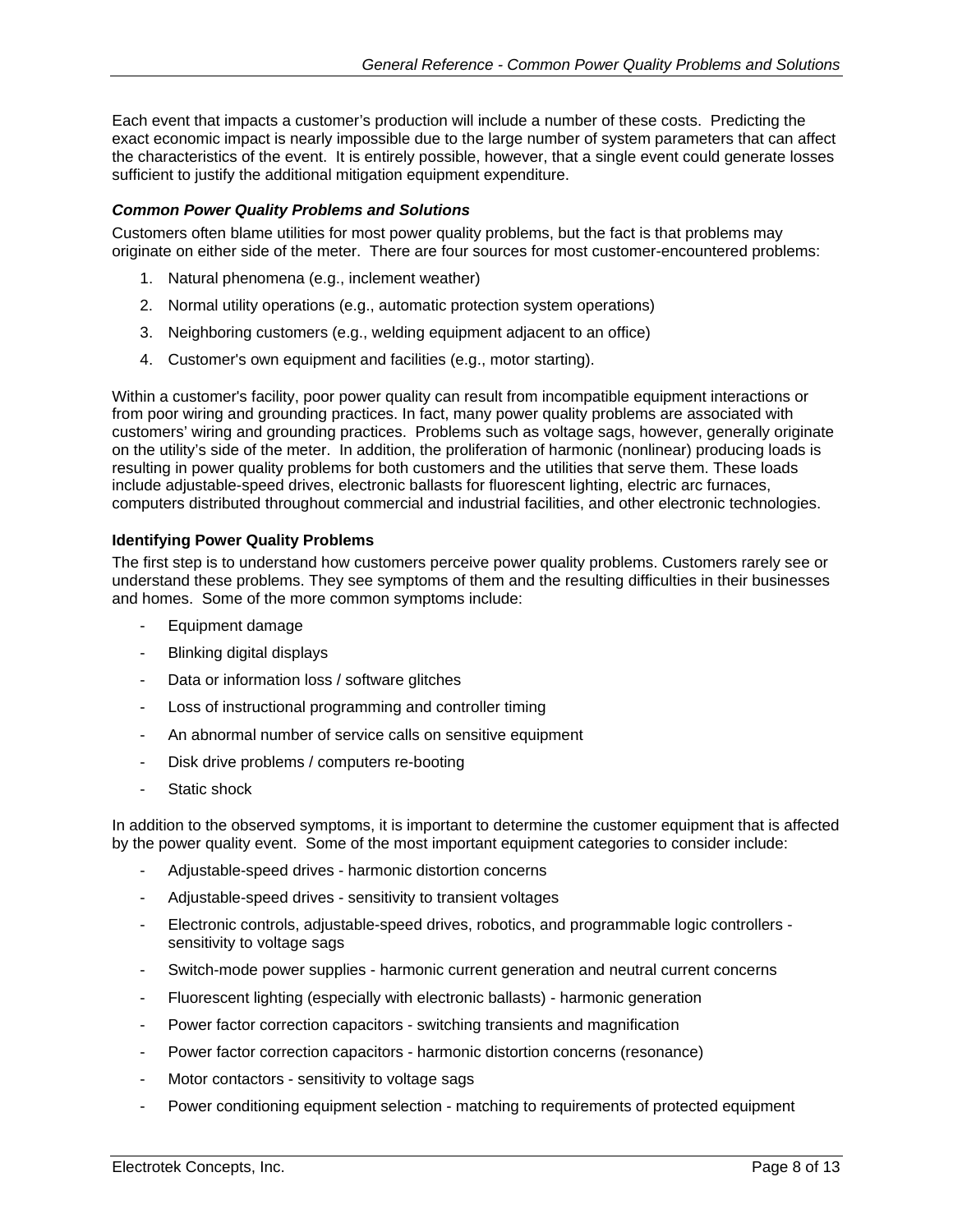Each event that impacts a customer's production will include a number of these costs. Predicting the exact economic impact is nearly impossible due to the large number of system parameters that can affect the characteristics of the event. It is entirely possible, however, that a single event could generate losses sufficient to justify the additional mitigation equipment expenditure.

### *Common Power Quality Problems and Solutions*

Customers often blame utilities for most power quality problems, but the fact is that problems may originate on either side of the meter. There are four sources for most customer-encountered problems:

1. Natural phenomena (e.g., inclement weather)
2. Normal utility operations (e.g., automatic protection system operations)
3. Neighboring customers (e.g., welding equipment adjacent to an office)
4. Customer's own equipment and facilities (e.g., motor starting).

Within a customer's facility, poor power quality can result from incompatible equipment interactions or from poor wiring and grounding practices. In fact, many power quality problems are associated with customers' wiring and grounding practices. Problems such as voltage sags, however, generally originate on the utility's side of the meter. In addition, the proliferation of harmonic (nonlinear) producing loads is resulting in power quality problems for both customers and the utilities that serve them. These loads include adjustable-speed drives, electronic ballasts for fluorescent lighting, electric arc furnaces, computers distributed throughout commercial and industrial facilities, and other electronic technologies.

### Identifying Power Quality Problems

The first step is to understand how customers perceive power quality problems. Customers rarely see or understand these problems. They see symptoms of them and the resulting difficulties in their businesses and homes. Some of the more common symptoms include:

- Equipment damage
- Blinking digital displays
- Data or information loss / software glitches
- Loss of instructional programming and controller timing
- An abnormal number of service calls on sensitive equipment
- Disk drive problems / computers re-booting
- Static shock

In addition to the observed symptoms, it is important to determine the customer equipment that is affected by the power quality event. Some of the most important equipment categories to consider include:

- Adjustable-speed drives - harmonic distortion concerns
- Adjustable-speed drives - sensitivity to transient voltages
- Electronic controls, adjustable-speed drives, robotics, and programmable logic controllers - sensitivity to voltage sags
- Switch-mode power supplies - harmonic current generation and neutral current concerns
- Fluorescent lighting (especially with electronic ballasts) - harmonic generation
- Power factor correction capacitors - switching transients and magnification
- Power factor correction capacitors - harmonic distortion concerns (resonance)
- Motor contactors - sensitivity to voltage sags
- Power conditioning equipment selection - matching to requirements of protected equipment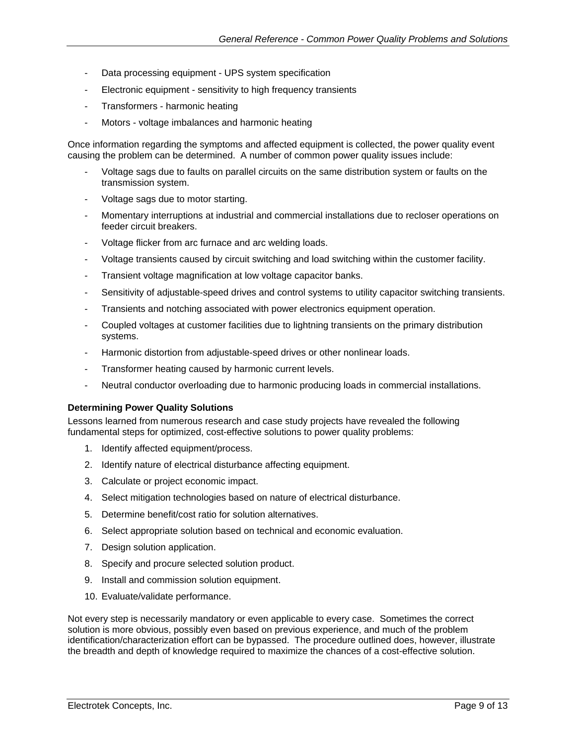- Data processing equipment - UPS system specification
- Electronic equipment - sensitivity to high frequency transients
- Transformers - harmonic heating
- Motors - voltage imbalances and harmonic heating

Once information regarding the symptoms and affected equipment is collected, the power quality event causing the problem can be determined. A number of common power quality issues include:

- Voltage sags due to faults on parallel circuits on the same distribution system or faults on the transmission system.
- Voltage sags due to motor starting.
- Momentary interruptions at industrial and commercial installations due to recloser operations on feeder circuit breakers.
- Voltage flicker from arc furnace and arc welding loads.
- Voltage transients caused by circuit switching and load switching within the customer facility.
- Transient voltage magnification at low voltage capacitor banks.
- Sensitivity of adjustable-speed drives and control systems to utility capacitor switching transients.
- Transients and notching associated with power electronics equipment operation.
- Coupled voltages at customer facilities due to lightning transients on the primary distribution systems.
- Harmonic distortion from adjustable-speed drives or other nonlinear loads.
- Transformer heating caused by harmonic current levels.
- Neutral conductor overloading due to harmonic producing loads in commercial installations.

**Determining Power Quality Solutions**

Lessons learned from numerous research and case study projects have revealed the following fundamental steps for optimized, cost-effective solutions to power quality problems:

1. Identify affected equipment/process.
2. Identify nature of electrical disturbance affecting equipment.
3. Calculate or project economic impact.
4. Select mitigation technologies based on nature of electrical disturbance.
5. Determine benefit/cost ratio for solution alternatives.
6. Select appropriate solution based on technical and economic evaluation.
7. Design solution application.
8. Specify and procure selected solution product.
9. Install and commission solution equipment.
10. Evaluate/validate performance.

Not every step is necessarily mandatory or even applicable to every case. Sometimes the correct solution is more obvious, possibly even based on previous experience, and much of the problem identification/characterization effort can be bypassed. The procedure outlined does, however, illustrate the breadth and depth of knowledge required to maximize the chances of a cost-effective solution.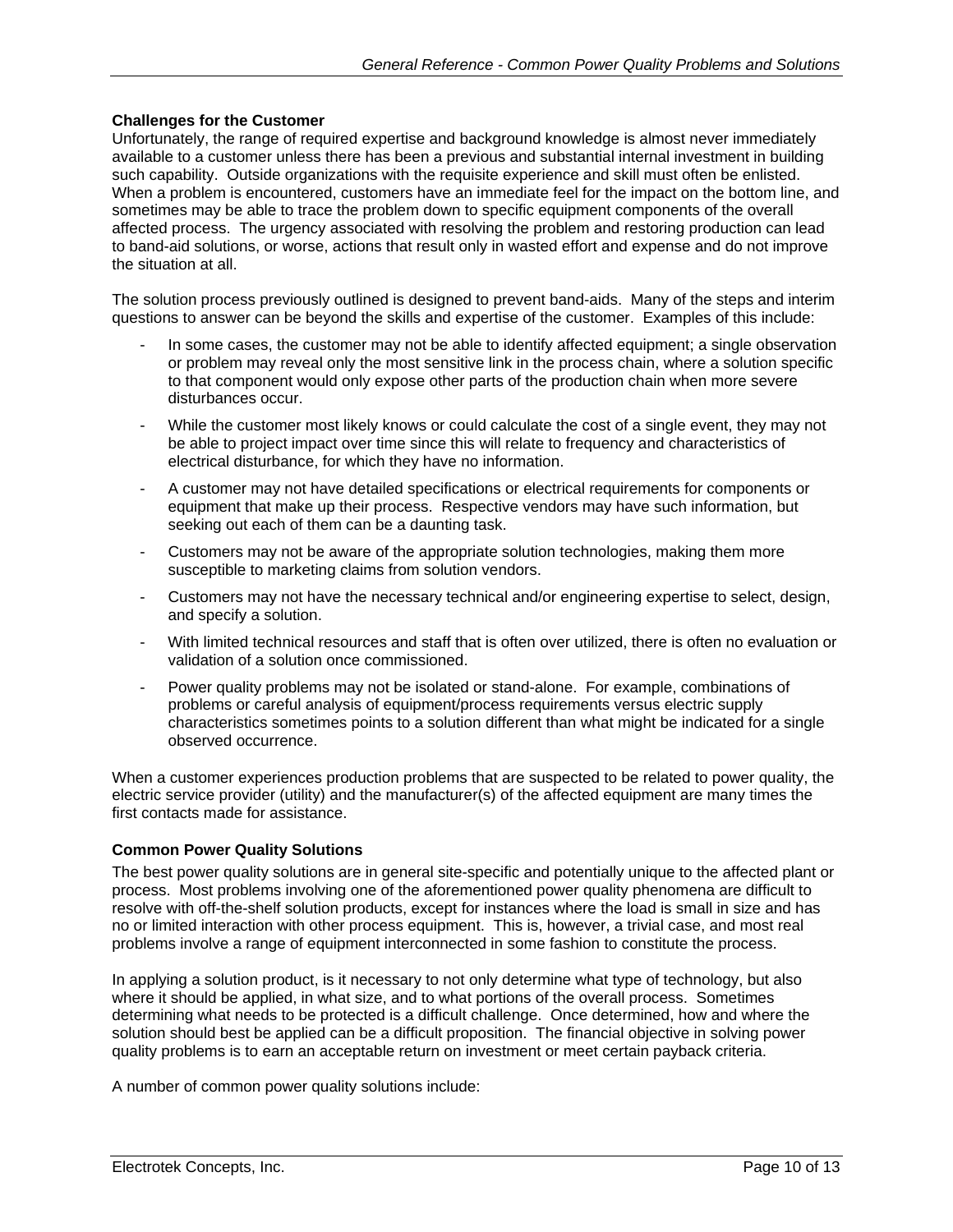**Challenges for the Customer**

Unfortunately, the range of required expertise and background knowledge is almost never immediately available to a customer unless there has been a previous and substantial internal investment in building such capability. Outside organizations with the requisite experience and skill must often be enlisted. When a problem is encountered, customers have an immediate feel for the impact on the bottom line, and sometimes may be able to trace the problem down to specific equipment components of the overall affected process. The urgency associated with resolving the problem and restoring production can lead to band-aid solutions, or worse, actions that result only in wasted effort and expense and do not improve the situation at all.

The solution process previously outlined is designed to prevent band-aids. Many of the steps and interim questions to answer can be beyond the skills and expertise of the customer. Examples of this include:

- In some cases, the customer may not be able to identify affected equipment; a single observation or problem may reveal only the most sensitive link in the process chain, where a solution specific to that component would only expose other parts of the production chain when more severe disturbances occur.
- While the customer most likely knows or could calculate the cost of a single event, they may not be able to project impact over time since this will relate to frequency and characteristics of electrical disturbance, for which they have no information.
- A customer may not have detailed specifications or electrical requirements for components or equipment that make up their process. Respective vendors may have such information, but seeking out each of them can be a daunting task.
- Customers may not be aware of the appropriate solution technologies, making them more susceptible to marketing claims from solution vendors.
- Customers may not have the necessary technical and/or engineering expertise to select, design, and specify a solution.
- With limited technical resources and staff that is often over utilized, there is often no evaluation or validation of a solution once commissioned.
- Power quality problems may not be isolated or stand-alone. For example, combinations of problems or careful analysis of equipment/process requirements versus electric supply characteristics sometimes points to a solution different than what might be indicated for a single observed occurrence.

When a customer experiences production problems that are suspected to be related to power quality, the electric service provider (utility) and the manufacturer(s) of the affected equipment are many times the first contacts made for assistance.

**Common Power Quality Solutions**

The best power quality solutions are in general site-specific and potentially unique to the affected plant or process. Most problems involving one of the aforementioned power quality phenomena are difficult to resolve with off-the-shelf solution products, except for instances where the load is small in size and has no or limited interaction with other process equipment. This is, however, a trivial case, and most real problems involve a range of equipment interconnected in some fashion to constitute the process.

In applying a solution product, is it necessary to not only determine what type of technology, but also where it should be applied, in what size, and to what portions of the overall process. Sometimes determining what needs to be protected is a difficult challenge. Once determined, how and where the solution should best be applied can be a difficult proposition. The financial objective in solving power quality problems is to earn an acceptable return on investment or meet certain payback criteria.

A number of common power quality solutions include: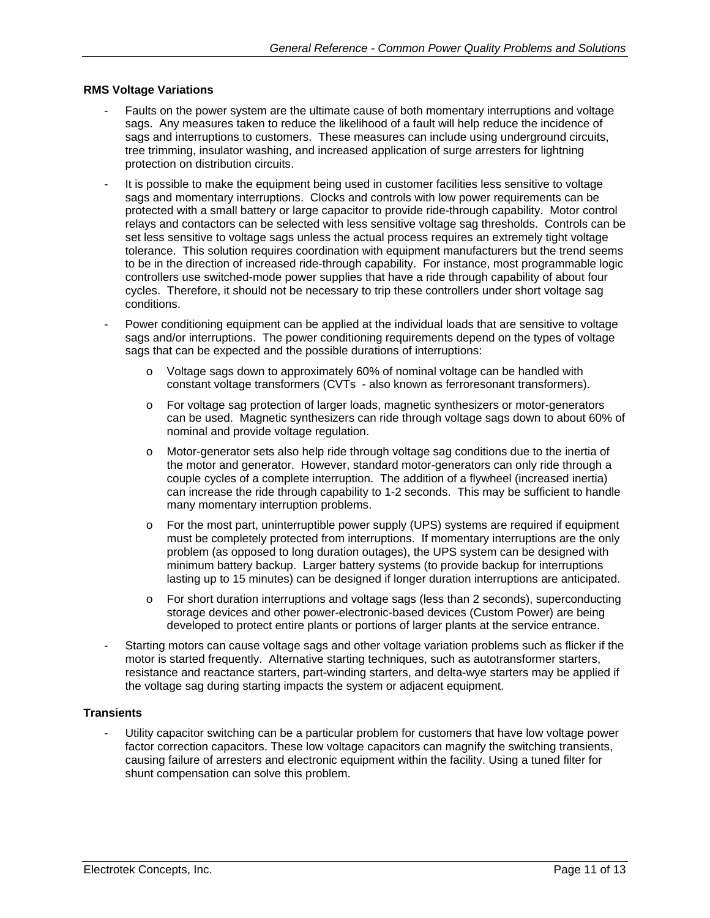### RMS Voltage Variations

- Faults on the power system are the ultimate cause of both momentary interruptions and voltage sags. Any measures taken to reduce the likelihood of a fault will help reduce the incidence of sags and interruptions to customers. These measures can include using underground circuits, tree trimming, insulator washing, and increased application of surge arresters for lightning protection on distribution circuits.
- It is possible to make the equipment being used in customer facilities less sensitive to voltage sags and momentary interruptions. Clocks and controls with low power requirements can be protected with a small battery or large capacitor to provide ride-through capability. Motor control relays and contactors can be selected with less sensitive voltage sag thresholds. Controls can be set less sensitive to voltage sags unless the actual process requires an extremely tight voltage tolerance. This solution requires coordination with equipment manufacturers but the trend seems to be in the direction of increased ride-through capability. For instance, most programmable logic controllers use switched-mode power supplies that have a ride through capability of about four cycles. Therefore, it should not be necessary to trip these controllers under short voltage sag conditions.
- Power conditioning equipment can be applied at the individual loads that are sensitive to voltage sags and/or interruptions. The power conditioning requirements depend on the types of voltage sags that can be expected and the possible durations of interruptions:
  - Voltage sags down to approximately 60% of nominal voltage can be handled with constant voltage transformers (CVTs - also known as ferroresonant transformers).
  - For voltage sag protection of larger loads, magnetic synthesizers or motor-generators can be used. Magnetic synthesizers can ride through voltage sags down to about 60% of nominal and provide voltage regulation.
  - Motor-generator sets also help ride through voltage sag conditions due to the inertia of the motor and generator. However, standard motor-generators can only ride through a couple cycles of a complete interruption. The addition of a flywheel (increased inertia) can increase the ride through capability to 1-2 seconds. This may be sufficient to handle many momentary interruption problems.
  - For the most part, uninterruptible power supply (UPS) systems are required if equipment must be completely protected from interruptions. If momentary interruptions are the only problem (as opposed to long duration outages), the UPS system can be designed with minimum battery backup. Larger battery systems (to provide backup for interruptions lasting up to 15 minutes) can be designed if longer duration interruptions are anticipated.
  - For short duration interruptions and voltage sags (less than 2 seconds), superconducting storage devices and other power-electronic-based devices (Custom Power) are being developed to protect entire plants or portions of larger plants at the service entrance.
- Starting motors can cause voltage sags and other voltage variation problems such as flicker if the motor is started frequently. Alternative starting techniques, such as autotransformer starters, resistance and reactance starters, part-winding starters, and delta-wye starters may be applied if the voltage sag during starting impacts the system or adjacent equipment.

### Transients

- Utility capacitor switching can be a particular problem for customers that have low voltage power factor correction capacitors. These low voltage capacitors can magnify the switching transients, causing failure of arresters and electronic equipment within the facility. Using a tuned filter for shunt compensation can solve this problem.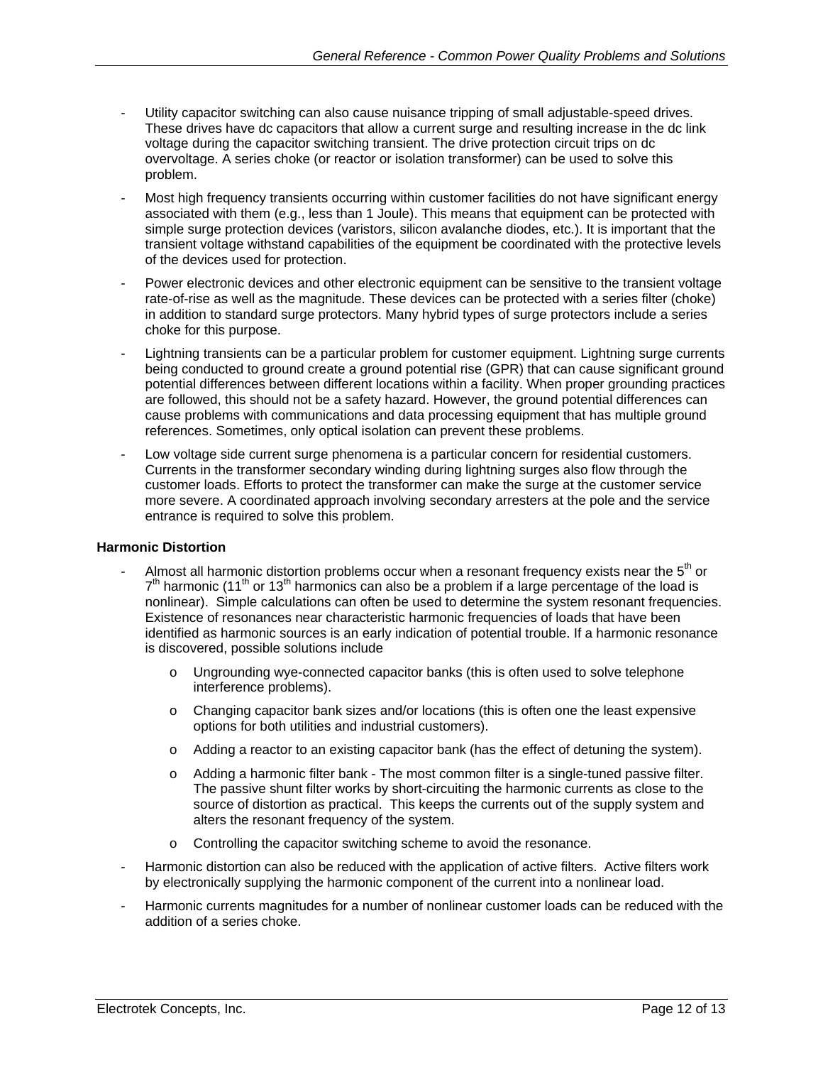- Utility capacitor switching can also cause nuisance tripping of small adjustable-speed drives. These drives have dc capacitors that allow a current surge and resulting increase in the dc link voltage during the capacitor switching transient. The drive protection circuit trips on dc overvoltage. A series choke (or reactor or isolation transformer) can be used to solve this problem.
- Most high frequency transients occurring within customer facilities do not have significant energy associated with them (e.g., less than 1 Joule). This means that equipment can be protected with simple surge protection devices (varistors, silicon avalanche diodes, etc.). It is important that the transient voltage withstand capabilities of the equipment be coordinated with the protective levels of the devices used for protection.
- Power electronic devices and other electronic equipment can be sensitive to the transient voltage rate-of-rise as well as the magnitude. These devices can be protected with a series filter (choke) in addition to standard surge protectors. Many hybrid types of surge protectors include a series choke for this purpose.
- Lightning transients can be a particular problem for customer equipment. Lightning surge currents being conducted to ground create a ground potential rise (GPR) that can cause significant ground potential differences between different locations within a facility. When proper grounding practices are followed, this should not be a safety hazard. However, the ground potential differences can cause problems with communications and data processing equipment that has multiple ground references. Sometimes, only optical isolation can prevent these problems.
- Low voltage side current surge phenomena is a particular concern for residential customers. Currents in the transformer secondary winding during lightning surges also flow through the customer loads. Efforts to protect the transformer can make the surge at the customer service more severe. A coordinated approach involving secondary arresters at the pole and the service entrance is required to solve this problem.

**Harmonic Distortion**

- Almost all harmonic distortion problems occur when a resonant frequency exists near the 5$^{th}$ or 7$^{th}$ harmonic (11$^{th}$ or 13$^{th}$ harmonics can also be a problem if a large percentage of the load is nonlinear). Simple calculations can often be used to determine the system resonant frequencies. Existence of resonances near characteristic harmonic frequencies of loads that have been identified as harmonic sources is an early indication of potential trouble. If a harmonic resonance is discovered, possible solutions include
  - Ungrounding wye-connected capacitor banks (this is often used to solve telephone interference problems).
  - Changing capacitor bank sizes and/or locations (this is often one the least expensive options for both utilities and industrial customers).
  - Adding a reactor to an existing capacitor bank (has the effect of detuning the system).
  - Adding a harmonic filter bank - The most common filter is a single-tuned passive filter. The passive shunt filter works by short-circuiting the harmonic currents as close to the source of distortion as practical. This keeps the currents out of the supply system and alters the resonant frequency of the system.
  - Controlling the capacitor switching scheme to avoid the resonance.
- Harmonic distortion can also be reduced with the application of active filters. Active filters work by electronically supplying the harmonic component of the current into a nonlinear load.
- Harmonic currents magnitudes for a number of nonlinear customer loads can be reduced with the addition of a series choke.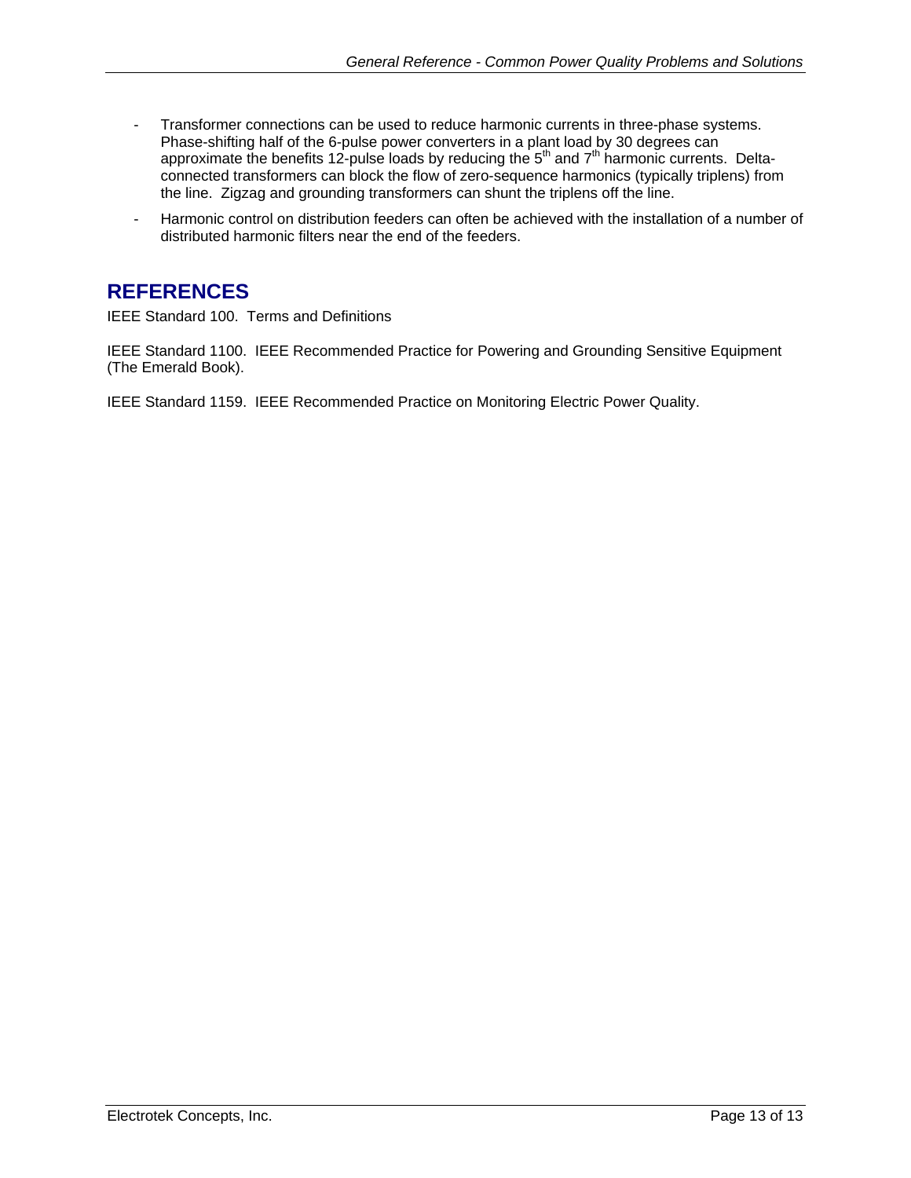- Transformer connections can be used to reduce harmonic currents in three-phase systems. Phase-shifting half of the 6-pulse power converters in a plant load by 30 degrees can approximate the benefits 12-pulse loads by reducing the $5^{th}$ and $7^{th}$ harmonic currents. Delta-connected transformers can block the flow of zero-sequence harmonics (typically triplens) from the line. Zigzag and grounding transformers can shunt the triplens off the line.
- Harmonic control on distribution feeders can often be achieved with the installation of a number of distributed harmonic filters near the end of the feeders.

## REFERENCES

IEEE Standard 100. Terms and Definitions

IEEE Standard 1100. IEEE Recommended Practice for Powering and Grounding Sensitive Equipment (The Emerald Book).

IEEE Standard 1159. IEEE Recommended Practice on Monitoring Electric Power Quality.